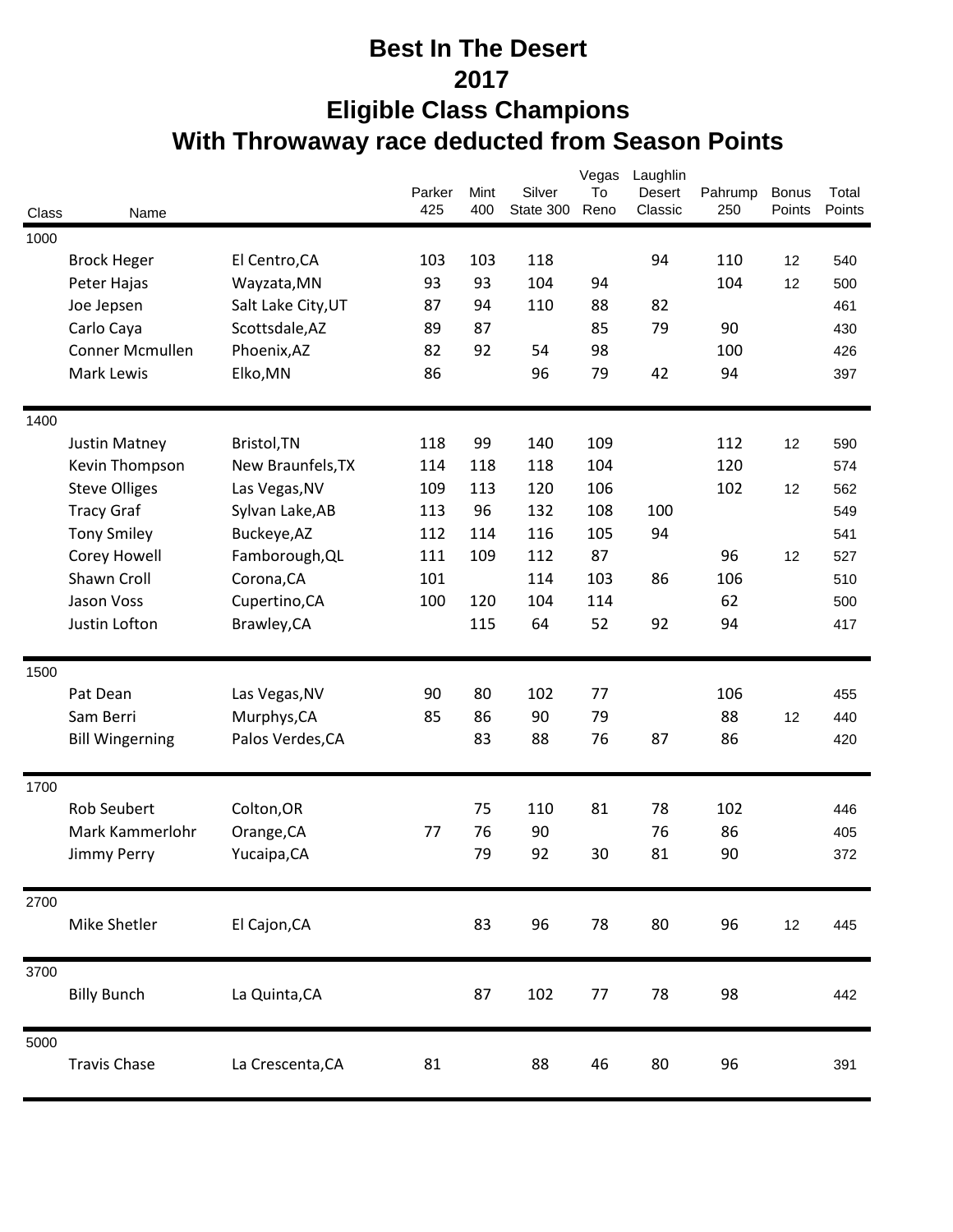# Best In The Desert

# 2017

# Eligible Class Champions

# With Throwaway race deducted from Season Points

| Class | Name | | Parker 425 | Mint 400 | Silver State 300 | Vegas To Reno | Laughlin Desert Classic | Pahrump 250 | Bonus Points | Total Points |
|---|---|---|---|---|---|---|---|---|---|---|
| 1000 | | | | | | | | | | |
| | Brock Heger | El Centro,CA | 103 | 103 | 118 | | 94 | 110 | 12 | 540 |
| | Peter Hajas | Wayzata,MN | 93 | 93 | 104 | 94 | | 104 | 12 | 500 |
| | Joe Jepsen | Salt Lake City,UT | 87 | 94 | 110 | 88 | 82 | | | 461 |
| | Carlo Caya | Scottsdale,AZ | 89 | 87 | | 85 | 79 | 90 | | 430 |
| | Conner Mcmullen | Phoenix,AZ | 82 | 92 | 54 | 98 | | 100 | | 426 |
| | Mark Lewis | Elko,MN | 86 | | 96 | 79 | 42 | 94 | | 397 |
| 1400 | | | | | | | | | | |
| | Justin Matney | Bristol,TN | 118 | 99 | 140 | 109 | | 112 | 12 | 590 |
| | Kevin Thompson | New Braunfels,TX | 114 | 118 | 118 | 104 | | 120 | | 574 |
| | Steve Olliges | Las Vegas,NV | 109 | 113 | 120 | 106 | | 102 | 12 | 562 |
| | Tracy Graf | Sylvan Lake,AB | 113 | 96 | 132 | 108 | 100 | | | 549 |
| | Tony Smiley | Buckeye,AZ | 112 | 114 | 116 | 105 | 94 | | | 541 |
| | Corey Howell | Famborough,QL | 111 | 109 | 112 | 87 | | 96 | 12 | 527 |
| | Shawn Croll | Corona,CA | 101 | | 114 | 103 | 86 | 106 | | 510 |
| | Jason Voss | Cupertino,CA | 100 | 120 | 104 | 114 | | 62 | | 500 |
| | Justin Lofton | Brawley,CA | | 115 | 64 | 52 | 92 | 94 | | 417 |
| 1500 | | | | | | | | | | |
| | Pat Dean | Las Vegas,NV | 90 | 80 | 102 | 77 | | 106 | | 455 |
| | Sam Berri | Murphys,CA | 85 | 86 | 90 | 79 | | 88 | 12 | 440 |
| | Bill Wingerning | Palos Verdes,CA | | 83 | 88 | 76 | 87 | 86 | | 420 |
| 1700 | | | | | | | | | | |
| | Rob Seubert | Colton,OR | | 75 | 110 | 81 | 78 | 102 | | 446 |
| | Mark Kammerlohr | Orange,CA | 77 | 76 | 90 | | 76 | 86 | | 405 |
| | Jimmy Perry | Yucaipa,CA | | 79 | 92 | 30 | 81 | 90 | | 372 |
| 2700 | | | | | | | | | | |
| | Mike Shetler | El Cajon,CA | | 83 | 96 | 78 | 80 | 96 | 12 | 445 |
| 3700 | | | | | | | | | | |
| | Billy Bunch | La Quinta,CA | | 87 | 102 | 77 | 78 | 98 | | 442 |
| 5000 | | | | | | | | | | |
| | Travis Chase | La Crescenta,CA | 81 | | 88 | 46 | 80 | 96 | | 391 |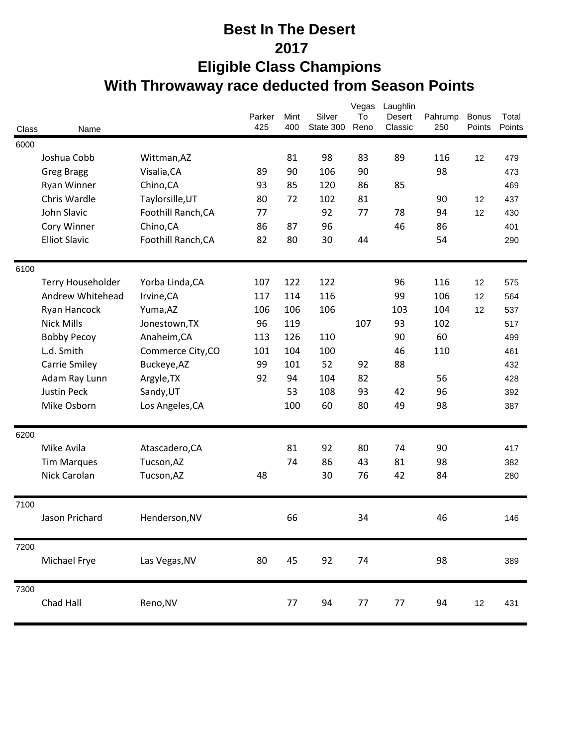# Best In The Desert

# 2017

# Eligible Class Champions

# With Throwaway race deducted from Season Points

| Class | Name | | Parker 425 | Mint 400 | Silver State 300 | Vegas To Reno | Laughlin Desert Classic | Pahrump 250 | Bonus Points | Total Points |
|---|---|---|---|---|---|---|---|---|---|---|
| 6000 | | | | | | | | | | |
| | Joshua Cobb | Wittman,AZ | | 81 | 98 | 83 | 89 | 116 | 12 | 479 |
| | Greg Bragg | Visalia,CA | 89 | 90 | 106 | 90 | | 98 | | 473 |
| | Ryan Winner | Chino,CA | 93 | 85 | 120 | 86 | 85 | | | 469 |
| | Chris Wardle | Taylorsille,UT | 80 | 72 | 102 | 81 | | 90 | 12 | 437 |
| | John Slavic | Foothill Ranch,CA | 77 | | 92 | 77 | 78 | 94 | 12 | 430 |
| | Cory Winner | Chino,CA | 86 | 87 | 96 | | 46 | 86 | | 401 |
| | Elliot Slavic | Foothill Ranch,CA | 82 | 80 | 30 | 44 | | 54 | | 290 |
| 6100 | | | | | | | | | | |
| | Terry Householder | Yorba Linda,CA | 107 | 122 | 122 | | 96 | 116 | 12 | 575 |
| | Andrew Whitehead | Irvine,CA | 117 | 114 | 116 | | 99 | 106 | 12 | 564 |
| | Ryan Hancock | Yuma,AZ | 106 | 106 | 106 | | 103 | 104 | 12 | 537 |
| | Nick Mills | Jonestown,TX | 96 | 119 | | 107 | 93 | 102 | | 517 |
| | Bobby Pecoy | Anaheim,CA | 113 | 126 | 110 | | 90 | 60 | | 499 |
| | L.d. Smith | Commerce City,CO | 101 | 104 | 100 | | 46 | 110 | | 461 |
| | Carrie Smiley | Buckeye,AZ | 99 | 101 | 52 | 92 | 88 | | | 432 |
| | Adam Ray Lunn | Argyle,TX | 92 | 94 | 104 | 82 | | 56 | | 428 |
| | Justin Peck | Sandy,UT | | 53 | 108 | 93 | 42 | 96 | | 392 |
| | Mike Osborn | Los Angeles,CA | | 100 | 60 | 80 | 49 | 98 | | 387 |
| 6200 | | | | | | | | | | |
| | Mike Avila | Atascadero,CA | | 81 | 92 | 80 | 74 | 90 | | 417 |
| | Tim Marques | Tucson,AZ | | 74 | 86 | 43 | 81 | 98 | | 382 |
| | Nick Carolan | Tucson,AZ | 48 | | 30 | 76 | 42 | 84 | | 280 |
| 7100 | | | | | | | | | | |
| | Jason Prichard | Henderson,NV | | 66 | | 34 | | 46 | | 146 |
| 7200 | | | | | | | | | | |
| | Michael Frye | Las Vegas,NV | 80 | 45 | 92 | 74 | | 98 | | 389 |
| 7300 | | | | | | | | | | |
| | Chad Hall | Reno,NV | | 77 | 94 | 77 | 77 | 94 | 12 | 431 |